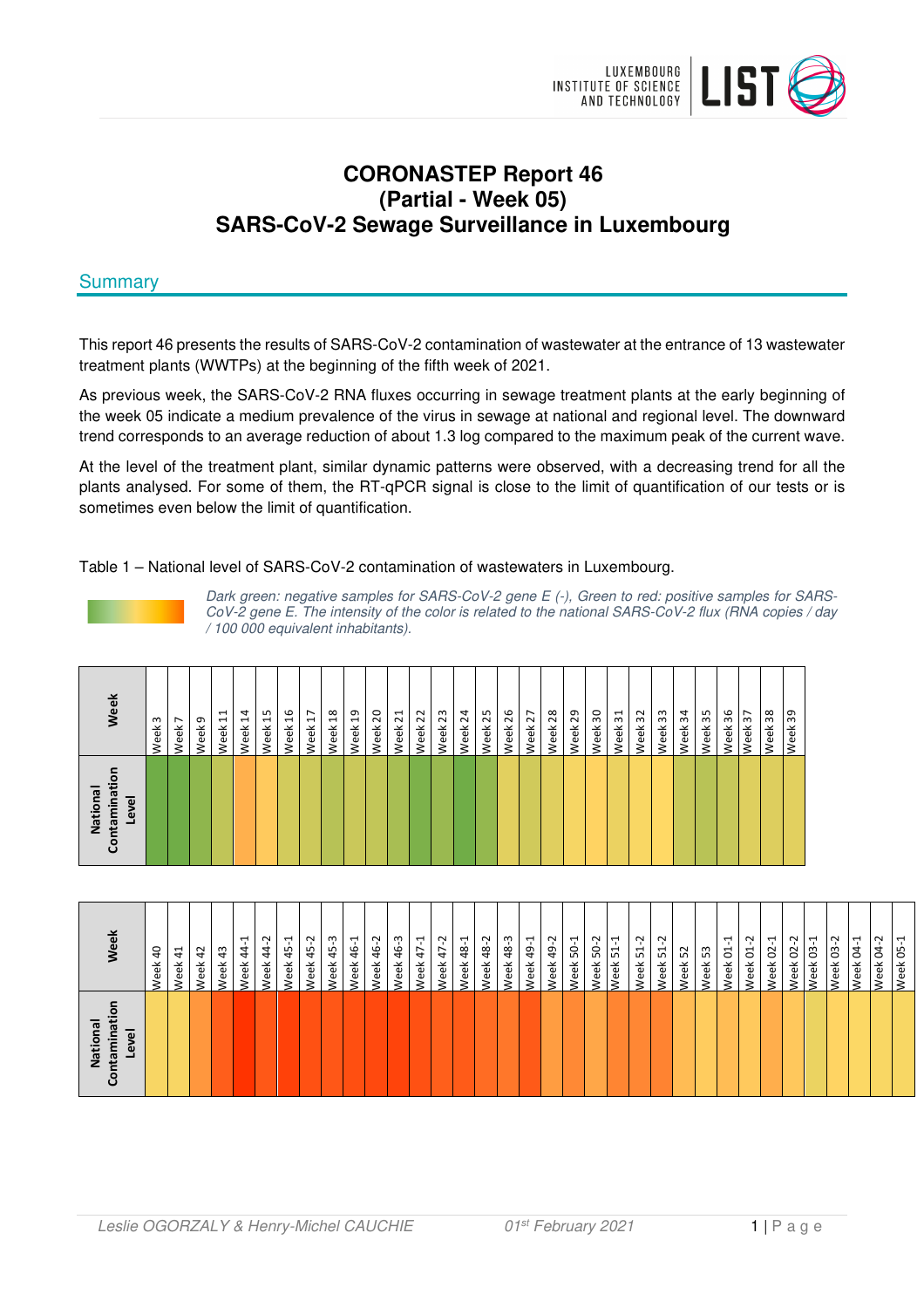# CORONASTEP Report 46
# (Partial - Week 05)
# SARS-CoV-2 Sewage Surveillance in Luxembourg

## Summary

This report 46 presents the results of SARS-CoV-2 contamination of wastewater at the entrance of 13 wastewater treatment plants (WWTPs) at the beginning of the fifth week of 2021.

As previous week, the SARS-CoV-2 RNA fluxes occurring in sewage treatment plants at the early beginning of the week 05 indicate a medium prevalence of the virus in sewage at national and regional level. The downward trend corresponds to an average reduction of about 1.3 log compared to the maximum peak of the current wave.

At the level of the treatment plant, similar dynamic patterns were observed, with a decreasing trend for all the plants analysed. For some of them, the RT-qPCR signal is close to the limit of quantification of our tests or is sometimes even below the limit of quantification.

Table 1 – National level of SARS-CoV-2 contamination of wastewaters in Luxembourg.

*Dark green: negative samples for SARS-CoV-2 gene E (-), Green to red: positive samples for SARS-CoV-2 gene E. The intensity of the color is related to the national SARS-CoV-2 flux (RNA copies / day / 100 000 equivalent inhabitants).*

| Week | Week 3 | Week 7 | Week 9 | Week 11 | Week 14 | Week 15 | Week 16 | Week 17 | Week 18 | Week 19 | Week 20 | Week 21 | Week 22 | Week 23 | Week 24 | Week 25 | Week 26 | Week 27 | Week 28 | Week 29 | Week 30 | Week 31 | Week 32 | Week 33 | Week 34 | Week 35 | Week 36 | Week 37 | Week 38 | Week 39 |
|---|---|---|---|---|---|---|---|---|---|---|---|---|---|---|---|---|---|---|---|---|---|---|---|---|---|---|---|---|---|---|
| National Contamination Level | | | | | | | | | | | | | | | | | | | | | | | | | | | | | | |

| Week | Week 40 | Week 41 | Week 42 | Week 43 | Week 44-1 | Week 44-2 | Week 45-1 | Week 45-2 | Week 45-3 | Week 46-1 | Week 46-2 | Week 46-3 | Week 47-1 | Week 47-2 | Week 48-1 | Week 48-2 | Week 48-3 | Week 49-1 | Week 49-2 | Week 50-1 | Week 50-2 | Week 51-1 | Week 51-2 | Week 51-2 | Week 52 | Week 53 | Week 01-1 | Week 01-2 | Week 02-1 | Week 02-2 | Week 03-1 | Week 03-2 | Week 04-1 | Week 04-2 | Week 05-1 |
|---|---|---|---|---|---|---|---|---|---|---|---|---|---|---|---|---|---|---|---|---|---|---|---|---|---|---|---|---|---|---|---|---|---|---|---|
| National Contamination Level | | | | | | | | | | | | | | | | | | | | | | | | | | | | | | | | | | | |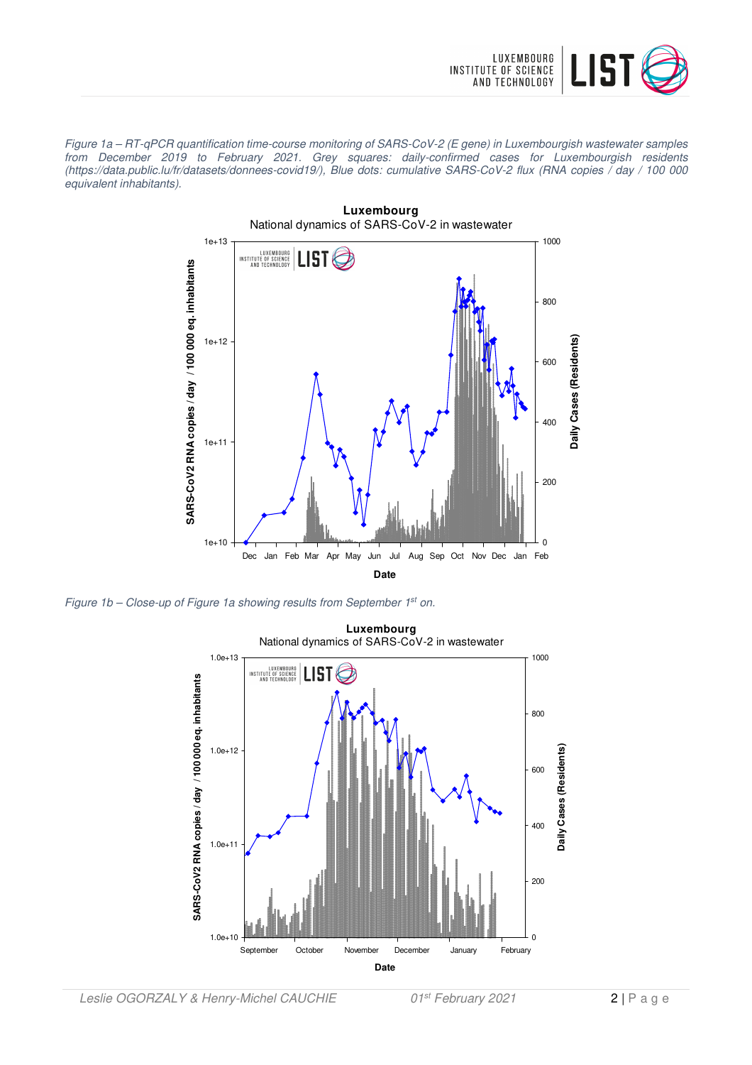*Figure 1a – RT-qPCR quantification time-course monitoring of SARS-CoV-2 (E gene) in Luxembourgish wastewater samples from December 2019 to February 2021. Grey squares: daily-confirmed cases for Luxembourgish residents (https://data.public.lu/fr/datasets/donnees-covid19/), Blue dots: cumulative SARS-CoV-2 flux (RNA copies / day / 100 000 equivalent inhabitants).*

*Figure 1b – Close-up of Figure 1a showing results from September 1st on.*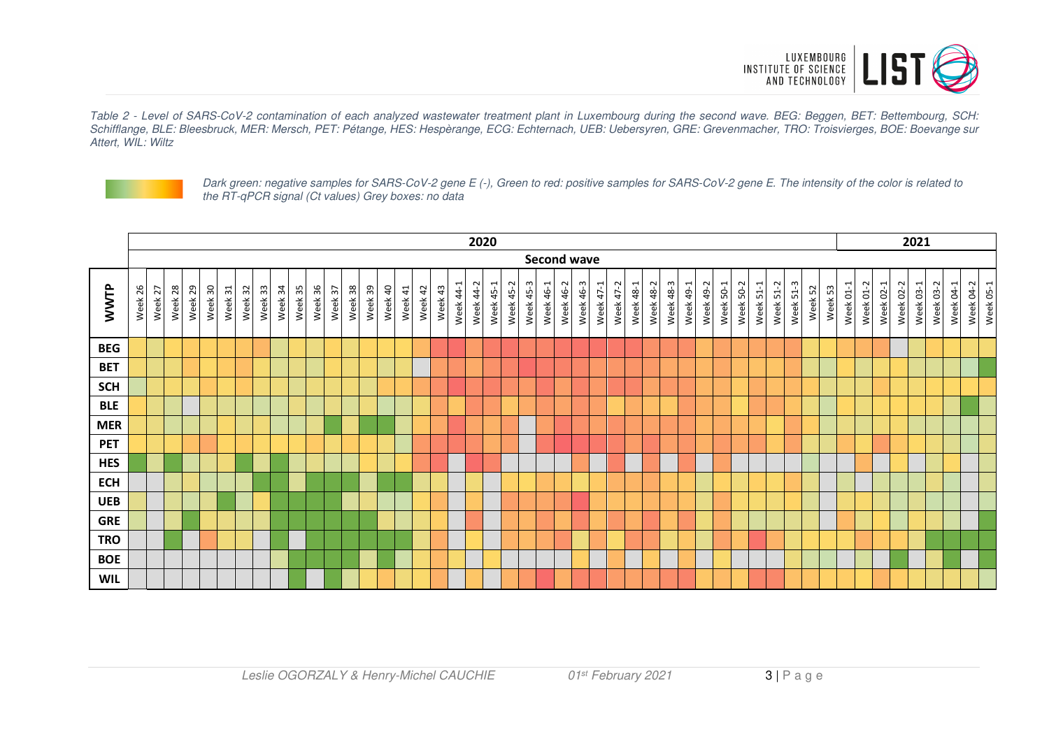*Table 2 - Level of SARS-CoV-2 contamination of each analyzed wastewater treatment plant in Luxembourg during the second wave. BEG: Beggen, BET: Bettembourg, SCH: Schifflange, BLE: Bleesbruck, MER: Mersch, PET: Pétange, HES: Hespèrange, ECG: Echternach, UEB: Uebersyren, GRE: Grevenmacher, TRO: Troisvierges, BOE: Boevange sur Attert, WIL: Wiltz*

*Dark green: negative samples for SARS-CoV-2 gene E (-), Green to red: positive samples for SARS-CoV-2 gene E. The intensity of the color is related to the RT-qPCR signal (Ct values) Grey boxes: no data*

| | 2020 | | | | | | | | | | | | | | | | | | | | | | | | | | | | | | | | | | | | | | | 2021 | | | | | | | | |
|---|---|---|---|---|---|---|---|---|---|---|---|---|---|---|---|---|---|---|---|---|---|---|---|---|---|---|---|---|---|---|---|---|---|---|---|---|---|---|---|---|---|---|---|---|---|---|---|---|
| | Second wave | | | | | | | | | | | | | | | | | | | | | | | | | | | | | | | | | | | | | | | | | | | | | | | |
| **WWTP** | Week 26 | Week 27 | Week 28 | Week 29 | Week 30 | Week 31 | Week 32 | Week 33 | Week 34 | Week 35 | Week 36 | Week 37 | Week 38 | Week 39 | Week 40 | Week 41 | Week 42 | Week 43 | Week 44-1 | Week 44-2 | Week 45-1 | Week 45-2 | Week 45-3 | Week 46-1 | Week 46-2 | Week 46-3 | Week 47-1 | Week 47-2 | Week 48-1 | Week 48-2 | Week 48-3 | Week 49-1 | Week 49-2 | Week 50-1 | Week 50-2 | Week 51-1 | Week 51-2 | Week 51-3 | Week 52 | Week 53 | Week 01-1 | Week 01-2 | Week 02-1 | Week 02-2 | Week 03-1 | Week 03-2 | Week 04-1 | Week 04-2 | Week 05-1 |
| **BEG** | | | | | | | | | | | | | | | | | | | | | | | | | | | | | | | | | | | | | | | | | | | | | | | | | |
| **BET** | | | | | | | | | | | | | | | | | | | | | | | | | | | | | | | | | | | | | | | | | | | | | | | | | |
| **SCH** | | | | | | | | | | | | | | | | | | | | | | | | | | | | | | | | | | | | | | | | | | | | | | | | | |
| **BLE** | | | | | | | | | | | | | | | | | | | | | | | | | | | | | | | | | | | | | | | | | | | | | | | | | |
| **MER** | | | | | | | | | | | | | | | | | | | | | | | | | | | | | | | | | | | | | | | | | | | | | | | | | |
| **PET** | | | | | | | | | | | | | | | | | | | | | | | | | | | | | | | | | | | | | | | | | | | | | | | | | |
| **HES** | | | | | | | | | | | | | | | | | | | | | | | | | | | | | | | | | | | | | | | | | | | | | | | | | |
| **ECH** | | | | | | | | | | | | | | | | | | | | | | | | | | | | | | | | | | | | | | | | | | | | | | | | | |
| **UEB** | | | | | | | | | | | | | | | | | | | | | | | | | | | | | | | | | | | | | | | | | | | | | | | | | |
| **GRE** | | | | | | | | | | | | | | | | | | | | | | | | | | | | | | | | | | | | | | | | | | | | | | | | | |
| **TRO** | | | | | | | | | | | | | | | | | | | | | | | | | | | | | | | | | | | | | | | | | | | | | | | | | |
| **BOE** | | | | | | | | | | | | | | | | | | | | | | | | | | | | | | | | | | | | | | | | | | | | | | | | | |
| **WIL** | | | | | | | | | | | | | | | | | | | | | | | | | | | | | | | | | | | | | | | | | | | | | | | | | |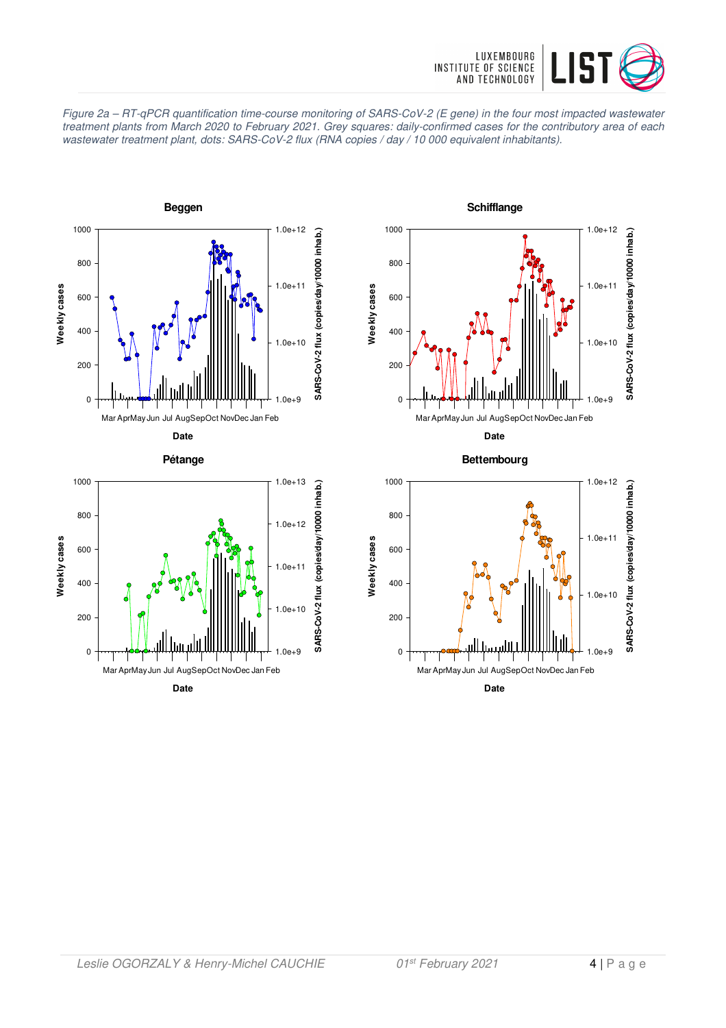*Figure 2a – RT-qPCR quantification time-course monitoring of SARS-CoV-2 (E gene) in the four most impacted wastewater treatment plants from March 2020 to February 2021. Grey squares: daily-confirmed cases for the contributory area of each wastewater treatment plant, dots: SARS-CoV-2 flux (RNA copies / day / 10 000 equivalent inhabitants).*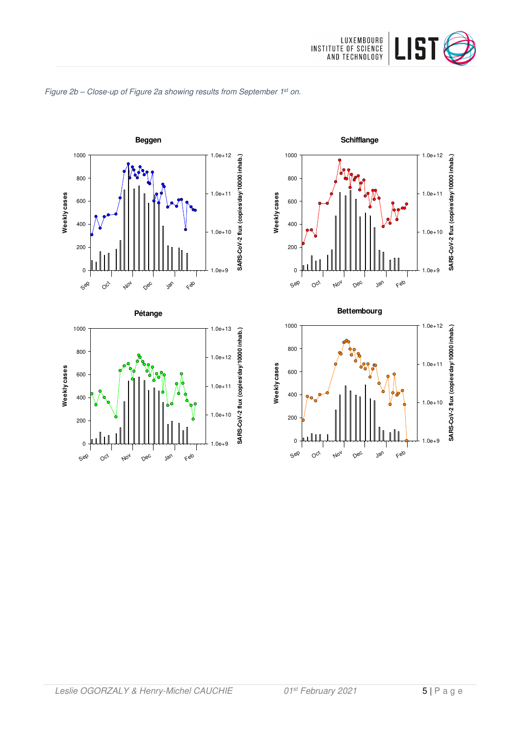*Figure 2b – Close-up of Figure 2a showing results from September 1st on.*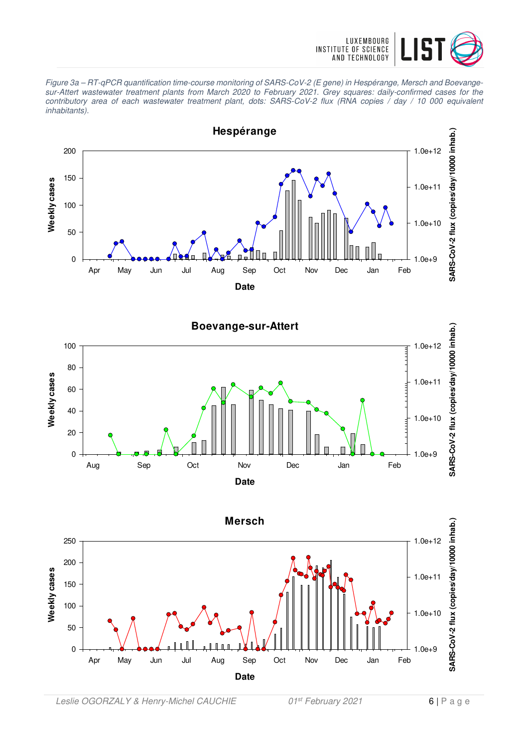*Figure 3a – RT-qPCR quantification time-course monitoring of SARS-CoV-2 (E gene) in Hespérange, Mersch and Boevange-sur-Attert wastewater treatment plants from March 2020 to February 2021. Grey squares: daily-confirmed cases for the contributory area of each wastewater treatment plant, dots: SARS-CoV-2 flux (RNA copies / day / 10 000 equivalent inhabitants).*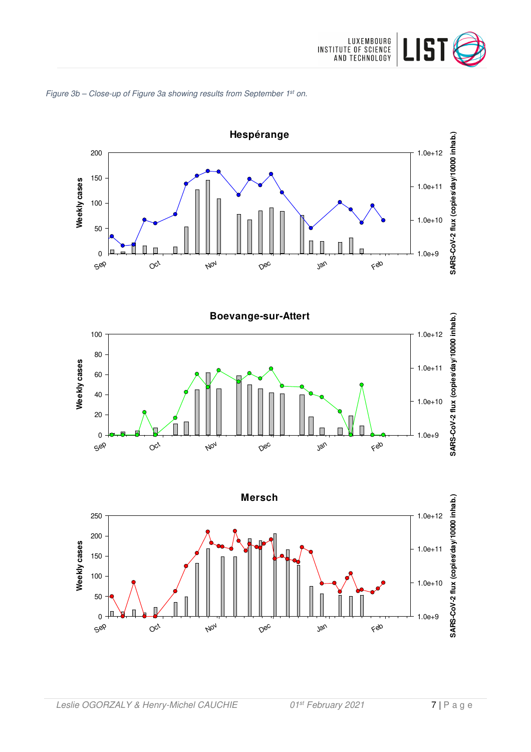*Figure 3b – Close-up of Figure 3a showing results from September 1st on.*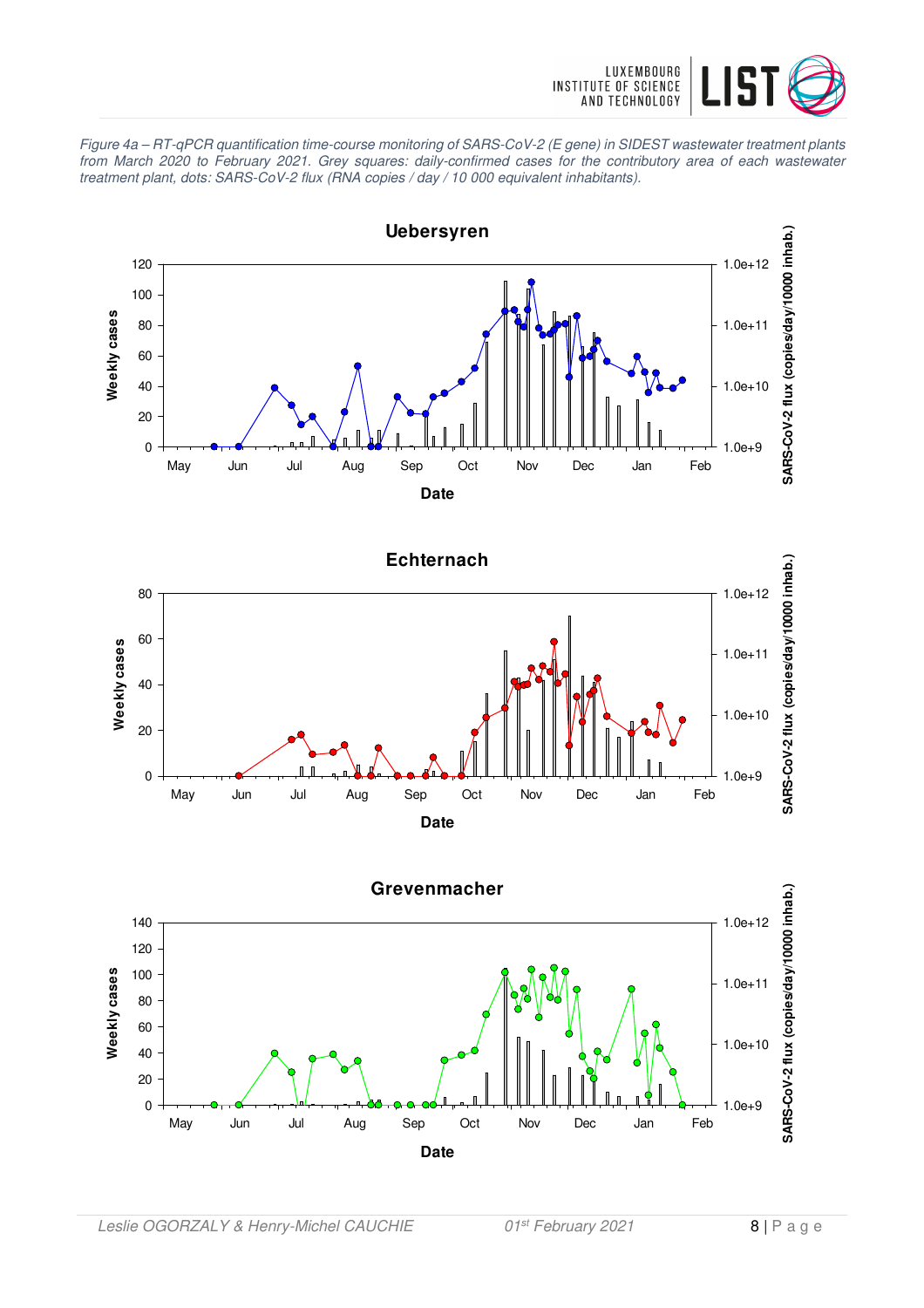*Figure 4a – RT-qPCR quantification time-course monitoring of SARS-CoV-2 (E gene) in SIDEST wastewater treatment plants from March 2020 to February 2021. Grey squares: daily-confirmed cases for the contributory area of each wastewater treatment plant, dots: SARS-CoV-2 flux (RNA copies / day / 10 000 equivalent inhabitants).*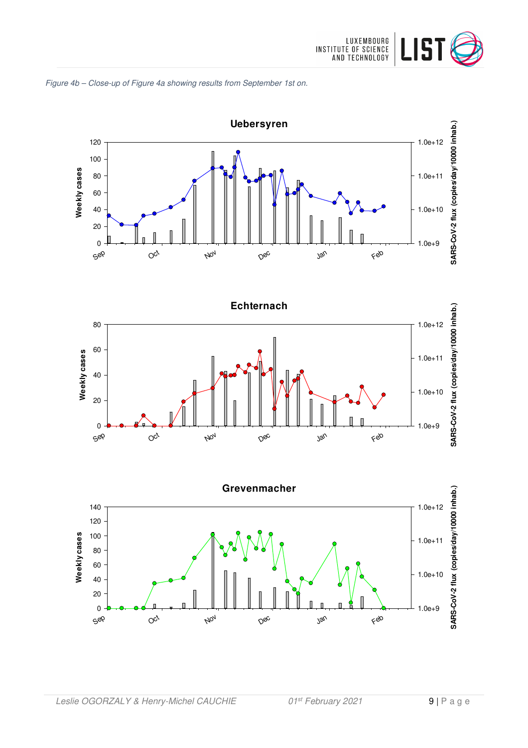*Figure 4b – Close-up of Figure 4a showing results from September 1st on.*

**Uebersyren**

**Echternach**

**Grevenmacher**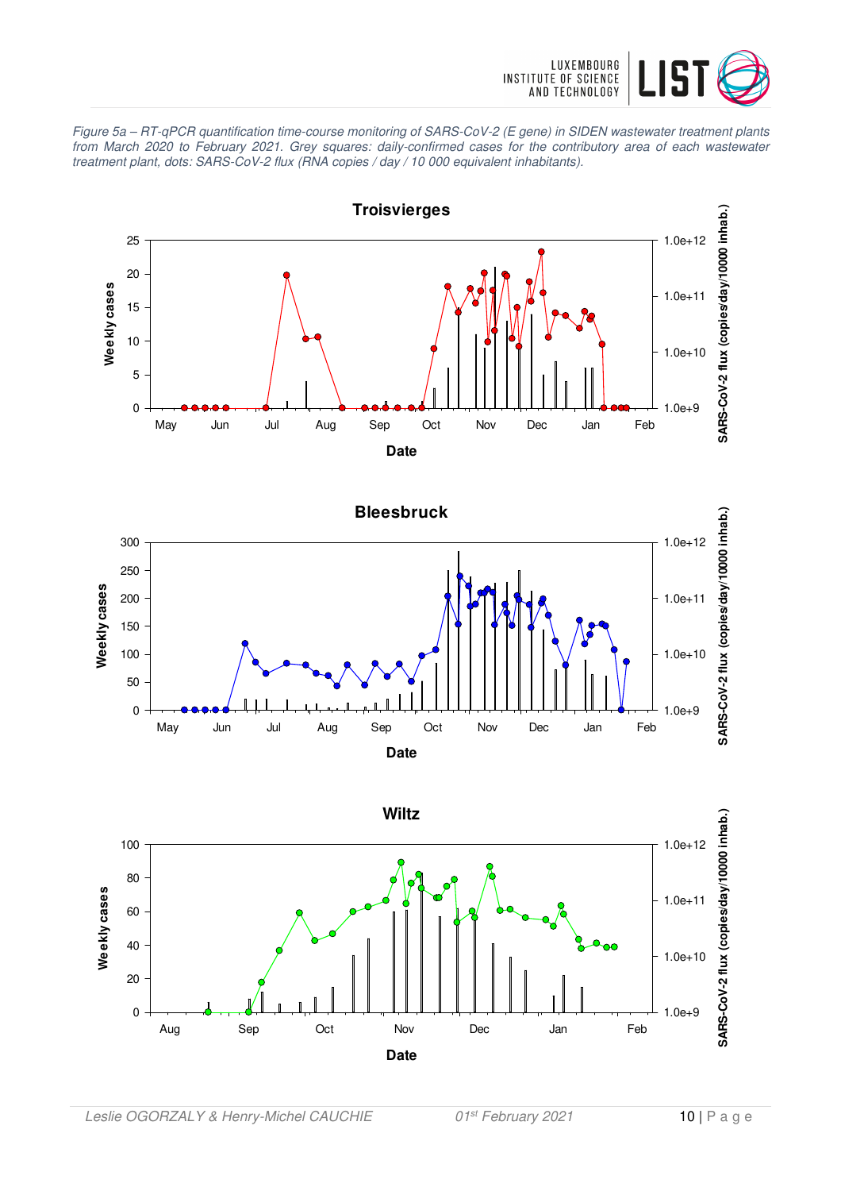*Figure 5a – RT-qPCR quantification time-course monitoring of SARS-CoV-2 (E gene) in SIDEN wastewater treatment plants from March 2020 to February 2021. Grey squares: daily-confirmed cases for the contributory area of each wastewater treatment plant, dots: SARS-CoV-2 flux (RNA copies / day / 10 000 equivalent inhabitants).*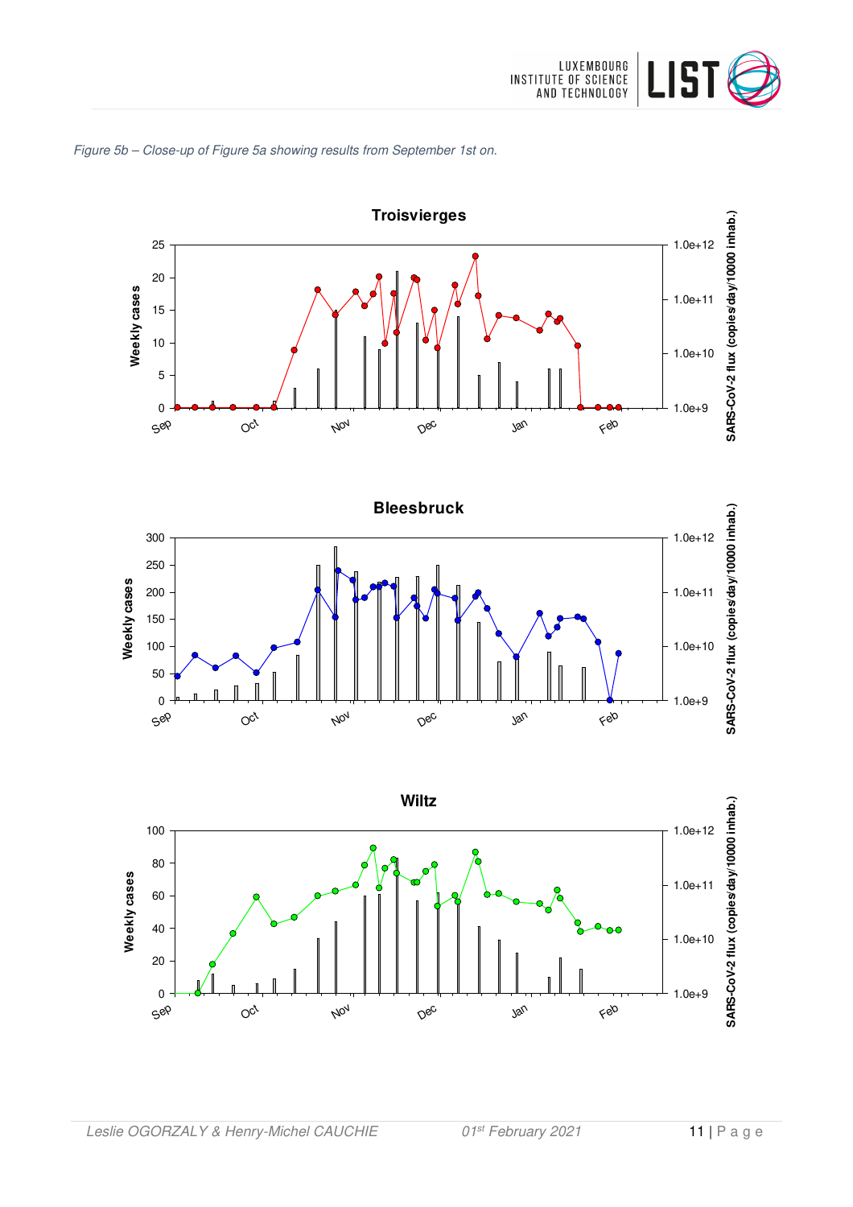*Figure 5b – Close-up of Figure 5a showing results from September 1st on.*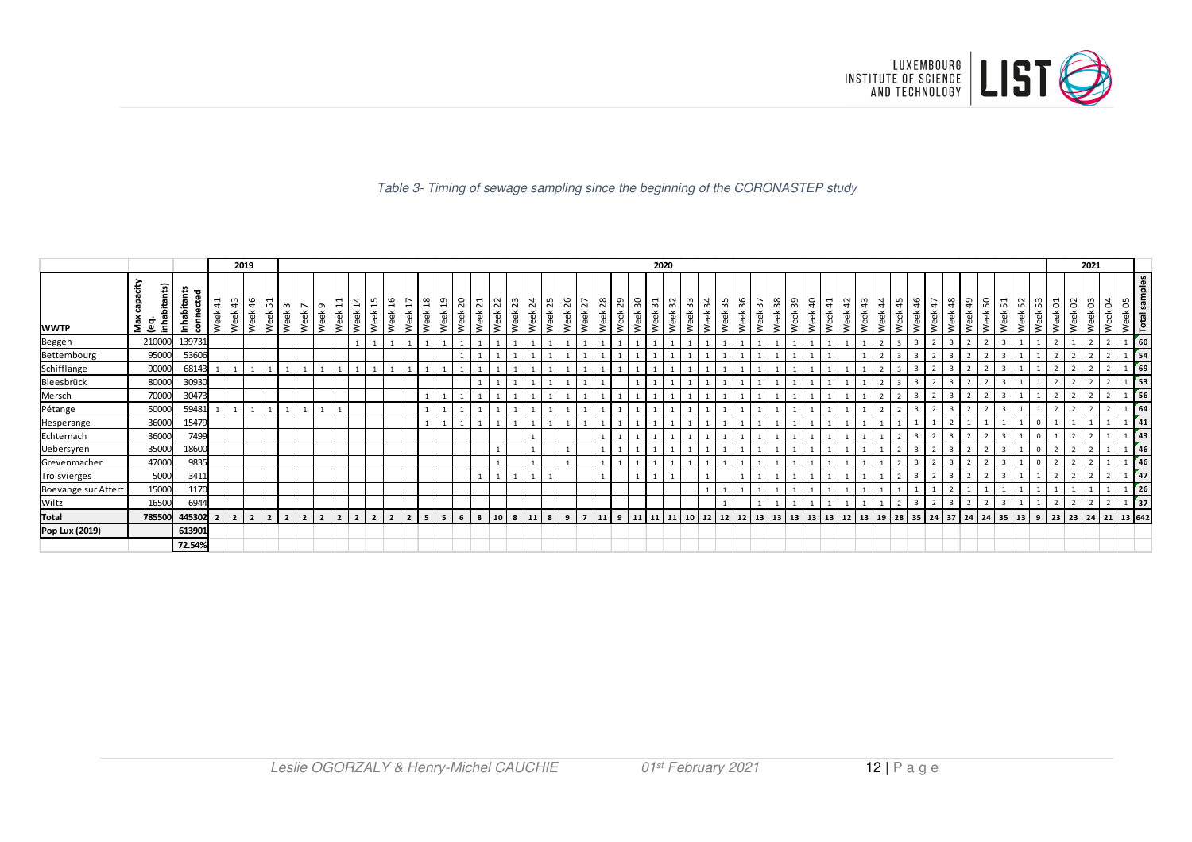*Table 3- Timing of sewage sampling since the beginning of the CORONASTEP study*

| WWTP | Max capacity (eq. inhabitants) | Inhabitants connected | 2019 | | | | 2020 | | | | | | | | | | | | | | | | | | | | | | | | | | | | | | | | | | | | | | | | | | | | | | | | 2021 | | | | | Total samples |
|---|---|---|---|---|---|---|---|---|---|---|---|---|---|---|---|---|---|---|---|---|---|---|---|---|---|---|---|---|---|---|---|---|---|---|---|---|---|---|---|---|---|---|---|---|---|---|---|---|---|---|---|---|---|---|---|---|
| | | | Week 41 | Week 43 | Week 46 | Week 51 | Week 3 | Week 7 | Week 9 | Week 11 | Week 14 | Week 15 | Week 16 | Week 17 | Week 18 | Week 19 | Week 20 | Week 21 | Week 22 | Week 23 | Week 24 | Week 25 | Week 26 | Week 27 | Week 28 | Week 29 | Week 30 | Week 31 | Week 32 | Week 33 | Week 34 | Week 35 | Week 36 | Week 37 | Week 38 | Week 39 | Week 40 | Week 41 | Week 42 | Week 43 | Week 44 | Week 45 | Week 46 | Week 47 | Week 48 | Week 49 | Week 50 | Week 51 | Week 52 | Week 53 | Week 01 | Week 02 | Week 03 | Week 04 | Week 05 | |
| Beggen | 210000 | 139731 | | | | | | | | | 1 | 1 | 1 | 1 | 1 | 1 | 1 | 1 | 1 | 1 | 1 | 1 | 1 | 1 | 1 | 1 | 1 | 1 | 1 | 1 | 1 | 1 | 1 | 1 | 1 | 1 | 1 | 1 | 1 | 1 | 2 | 3 | 3 | 2 | 3 | 2 | 2 | 3 | 1 | 1 | 2 | 1 | 2 | 2 | 1 | 60 |
| Bettembourg | 95000 | 53606 | | | | | | | | | | | | | | | 1 | 1 | 1 | 1 | 1 | 1 | 1 | 1 | 1 | 1 | 1 | 1 | 1 | 1 | 1 | 1 | 1 | 1 | 1 | 1 | 1 | 1 | | 1 | 2 | 3 | 3 | 2 | 3 | 2 | 2 | 3 | 1 | 1 | 2 | 2 | 2 | 2 | 1 | 54 |
| Schifflange | 90000 | 68143 | 1 | 1 | 1 | 1 | 1 | 1 | 1 | 1 | 1 | 1 | 1 | 1 | 1 | 1 | 1 | 1 | 1 | 1 | 1 | 1 | 1 | 1 | 1 | 1 | 1 | 1 | 1 | 1 | 1 | 1 | 1 | 1 | 1 | 1 | 1 | 1 | 1 | 1 | 2 | 3 | 3 | 2 | 3 | 2 | 2 | 3 | 1 | 1 | 2 | 2 | 2 | 2 | 1 | 69 |
| Bleesbrück | 80000 | 30930 | | | | | | | | | | | | | | | | 1 | 1 | 1 | 1 | 1 | 1 | 1 | 1 | | 1 | 1 | 1 | 1 | 1 | 1 | 1 | 1 | 1 | 1 | 1 | 1 | 1 | 1 | 2 | 3 | 3 | 2 | 3 | 2 | 2 | 3 | 1 | 1 | 2 | 2 | 2 | 2 | 1 | 53 |
| Mersch | 70000 | 30473 | | | | | | | | | | | | | 1 | 1 | 1 | 1 | 1 | 1 | 1 | 1 | 1 | 1 | 1 | 1 | 1 | 1 | 1 | 1 | 1 | 1 | 1 | 1 | 1 | 1 | 1 | 1 | 1 | 1 | 2 | 2 | 3 | 2 | 3 | 2 | 2 | 3 | 1 | 1 | 2 | 2 | 2 | 2 | 1 | 56 |
| Pétange | 50000 | 59481 | 1 | 1 | 1 | 1 | 1 | 1 | 1 | 1 | | | | | 1 | 1 | 1 | 1 | 1 | 1 | 1 | 1 | 1 | 1 | 1 | 1 | 1 | 1 | 1 | 1 | 1 | 1 | 1 | 1 | 1 | 1 | 1 | 1 | 1 | 1 | 2 | 2 | 3 | 2 | 3 | 2 | 2 | 3 | 1 | 1 | 2 | 2 | 2 | 2 | 1 | 64 |
| Hesperange | 36000 | 15479 | | | | | | | | | | | | | 1 | 1 | 1 | 1 | 1 | 1 | 1 | 1 | 1 | 1 | 1 | 1 | 1 | 1 | 1 | 1 | 1 | 1 | 1 | 1 | 1 | 1 | 1 | 1 | 1 | 1 | 1 | 1 | 1 | 1 | 2 | 1 | 1 | 1 | 1 | 0 | 1 | 1 | 1 | 1 | 1 | 41 |
| Echternach | 36000 | 7499 | | | | | | | | | | | | | | | | | | | 1 | | | | 1 | 1 | 1 | 1 | 1 | 1 | 1 | 1 | 1 | 1 | 1 | 1 | 1 | 1 | 1 | 1 | 1 | 2 | 3 | 2 | 3 | 2 | 2 | 3 | 1 | 0 | 1 | 2 | 2 | 1 | 1 | 43 |
| Uebersyren | 35000 | 18600 | | | | | | | | | | | | | | | | | 1 | | 1 | | 1 | | 1 | 1 | 1 | 1 | 1 | 1 | 1 | 1 | 1 | 1 | 1 | 1 | 1 | 1 | 1 | 1 | 1 | 2 | 3 | 2 | 3 | 2 | 2 | 3 | 1 | 0 | 2 | 2 | 2 | 1 | 1 | 46 |
| Grevenmacher | 47000 | 9835 | | | | | | | | | | | | | | | | | 1 | | 1 | | 1 | | 1 | 1 | 1 | 1 | 1 | 1 | 1 | 1 | 1 | 1 | 1 | 1 | 1 | 1 | 1 | 1 | 1 | 2 | 3 | 2 | 3 | 2 | 2 | 3 | 1 | 0 | 2 | 2 | 2 | 1 | 1 | 46 |
| Troisvierges | 5000 | 3411 | | | | | | | | | | | | | | | | 1 | 1 | 1 | 1 | 1 | | | 1 | | 1 | 1 | 1 | | 1 | | 1 | 1 | 1 | 1 | 1 | 1 | 1 | 1 | 1 | 2 | 3 | 2 | 3 | 2 | 2 | 3 | 1 | 1 | 2 | 2 | 2 | 2 | 1 | 47 |
| Boevange sur Attert | 15000 | 1170 | | | | | | | | | | | | | | | | | | | | | | | | | | | | | 1 | 1 | 1 | 1 | 1 | 1 | 1 | 1 | 1 | 1 | 1 | 1 | 1 | 1 | 2 | 1 | 1 | 1 | 1 | 1 | 1 | 1 | 1 | 1 | 1 | 26 |
| Wiltz | 16500 | 6944 | | | | | | | | | | | | | | | | | | | | | | | | | | | | | | 1 | | 1 | 1 | 1 | 1 | 1 | 1 | 1 | 1 | 2 | 3 | 2 | 3 | 2 | 2 | 3 | 1 | 1 | 2 | 2 | 2 | 2 | 1 | 37 |
| **Total** | **785500** | **445302** | **2** | **2** | **2** | **2** | **2** | **2** | **2** | **2** | **2** | **2** | **2** | **2** | **5** | **5** | **6** | **8** | **10** | **8** | **11** | **8** | **9** | **7** | **11** | **9** | **11** | **11** | **11** | **10** | **12** | **12** | **12** | **13** | **13** | **13** | **13** | **13** | **12** | **13** | **19** | **28** | **35** | **24** | **37** | **24** | **24** | **35** | **13** | **9** | **23** | **23** | **24** | **21** | **13** | **642** |
| **Pop Lux (2019)** | | **613901** | | | | | | | | | | | | | | | | | | | | | | | | | | | | | | | | | | | | | | | | | | | | | | | | | | | | | | |
| | | **72.54%** | | | | | | | | | | | | | | | | | | | | | | | | | | | | | | | | | | | | | | | | | | | | | | | | | | | | | | |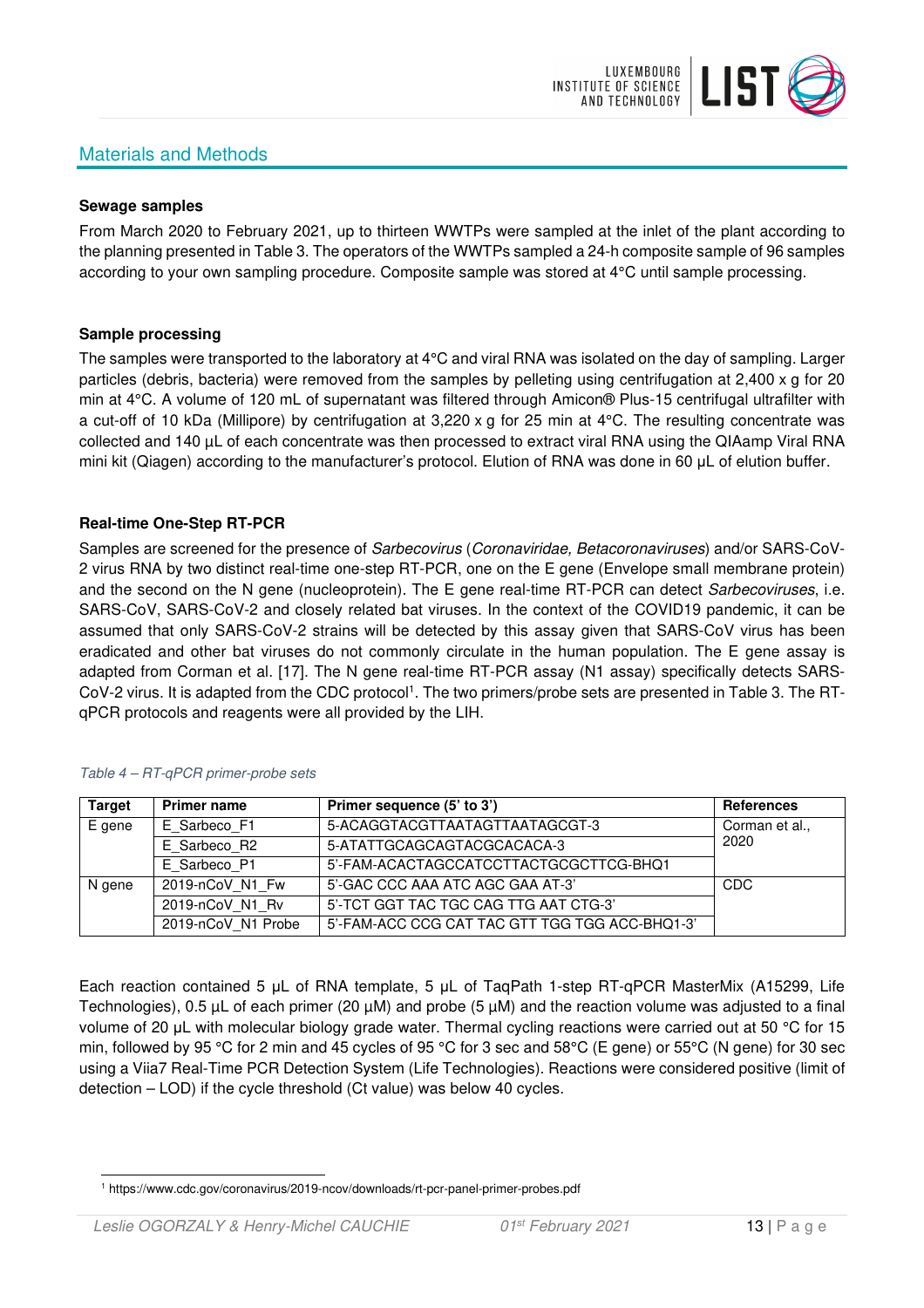## Materials and Methods

**Sewage samples**

From March 2020 to February 2021, up to thirteen WWTPs were sampled at the inlet of the plant according to the planning presented in Table 3. The operators of the WWTPs sampled a 24-h composite sample of 96 samples according to your own sampling procedure. Composite sample was stored at 4°C until sample processing.

**Sample processing**

The samples were transported to the laboratory at 4°C and viral RNA was isolated on the day of sampling. Larger particles (debris, bacteria) were removed from the samples by pelleting using centrifugation at 2,400 x g for 20 min at 4°C. A volume of 120 mL of supernatant was filtered through Amicon® Plus-15 centrifugal ultrafilter with a cut-off of 10 kDa (Millipore) by centrifugation at 3,220 x g for 25 min at 4°C. The resulting concentrate was collected and 140 µL of each concentrate was then processed to extract viral RNA using the QIAamp Viral RNA mini kit (Qiagen) according to the manufacturer's protocol. Elution of RNA was done in 60 µL of elution buffer.

**Real-time One-Step RT-PCR**

Samples are screened for the presence of *Sarbecovirus* (*Coronaviridae, Betacoronaviruses*) and/or SARS-CoV-2 virus RNA by two distinct real-time one-step RT-PCR, one on the E gene (Envelope small membrane protein) and the second on the N gene (nucleoprotein). The E gene real-time RT-PCR can detect *Sarbecoviruses*, i.e. SARS-CoV, SARS-CoV-2 and closely related bat viruses. In the context of the COVID19 pandemic, it can be assumed that only SARS-CoV-2 strains will be detected by this assay given that SARS-CoV virus has been eradicated and other bat viruses do not commonly circulate in the human population. The E gene assay is adapted from Corman et al. [17]. The N gene real-time RT-PCR assay (N1 assay) specifically detects SARS-CoV-2 virus. It is adapted from the CDC protocol[1]. The two primers/probe sets are presented in Table 3. The RT-qPCR protocols and reagents were all provided by the LIH.

*Table 4 – RT-qPCR primer-probe sets*

| Target | Primer name | Primer sequence (5' to 3') | References |
|---|---|---|---|
| E gene | E_Sarbeco_F1 | 5-ACAGGTACGTTAATAGTTAATAGCGT-3 | Corman et al., 2020 |
| | E_Sarbeco_R2 | 5-ATATTGCAGCAGTACGCACACA-3 | |
| | E_Sarbeco_P1 | 5'-FAM-ACACTAGCCATCCTTACTGCGCTTCG-BHQ1 | |
| N gene | 2019-nCoV_N1_Fw | 5'-GAC CCC AAA ATC AGC GAA AT-3' | CDC |
| | 2019-nCoV_N1_Rv | 5'-TCT GGT TAC TGC CAG TTG AAT CTG-3' | |
| | 2019-nCoV_N1 Probe | 5'-FAM-ACC CCG CAT TAC GTT TGG TGG ACC-BHQ1-3' | |

Each reaction contained 5 µL of RNA template, 5 µL of TaqPath 1-step RT-qPCR MasterMix (A15299, Life Technologies), 0.5 µL of each primer (20 µM) and probe (5 µM) and the reaction volume was adjusted to a final volume of 20 µL with molecular biology grade water. Thermal cycling reactions were carried out at 50 °C for 15 min, followed by 95 °C for 2 min and 45 cycles of 95 °C for 3 sec and 58°C (E gene) or 55°C (N gene) for 30 sec using a Viia7 Real-Time PCR Detection System (Life Technologies). Reactions were considered positive (limit of detection – LOD) if the cycle threshold (Ct value) was below 40 cycles.

[1] https://www.cdc.gov/coronavirus/2019-ncov/downloads/rt-pcr-panel-primer-probes.pdf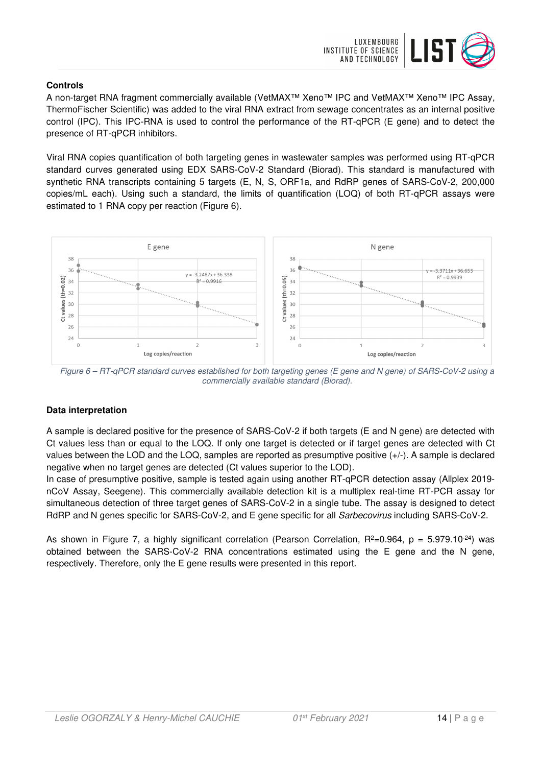**Controls**

A non-target RNA fragment commercially available (VetMAX™ Xeno™ IPC and VetMAX™ Xeno™ IPC Assay, ThermoFischer Scientific) was added to the viral RNA extract from sewage concentrates as an internal positive control (IPC). This IPC-RNA is used to control the performance of the RT-qPCR (E gene) and to detect the presence of RT-qPCR inhibitors.

Viral RNA copies quantification of both targeting genes in wastewater samples was performed using RT-qPCR standard curves generated using EDX SARS-CoV-2 Standard (Biorad). This standard is manufactured with synthetic RNA transcripts containing 5 targets (E, N, S, ORF1a, and RdRP genes of SARS-CoV-2, 200,000 copies/mL each). Using such a standard, the limits of quantification (LOQ) of both RT-qPCR assays were estimated to 1 RNA copy per reaction (Figure 6).

*Figure 6 – RT-qPCR standard curves established for both targeting genes (E gene and N gene) of SARS-CoV-2 using a commercially available standard (Biorad).*

**Data interpretation**

A sample is declared positive for the presence of SARS-CoV-2 if both targets (E and N gene) are detected with Ct values less than or equal to the LOQ. If only one target is detected or if target genes are detected with Ct values between the LOD and the LOQ, samples are reported as presumptive positive (+/-). A sample is declared negative when no target genes are detected (Ct values superior to the LOD).

In case of presumptive positive, sample is tested again using another RT-qPCR detection assay (Allplex 2019-nCoV Assay, Seegene). This commercially available detection kit is a multiplex real-time RT-PCR assay for simultaneous detection of three target genes of SARS-CoV-2 in a single tube. The assay is designed to detect RdRP and N genes specific for SARS-CoV-2, and E gene specific for all *Sarbecovirus* including SARS-CoV-2.

As shown in Figure 7, a highly significant correlation (Pearson Correlation, $R^2$=0.964, $p = 5.979.10^{-24}$) was obtained between the SARS-CoV-2 RNA concentrations estimated using the E gene and the N gene, respectively. Therefore, only the E gene results were presented in this report.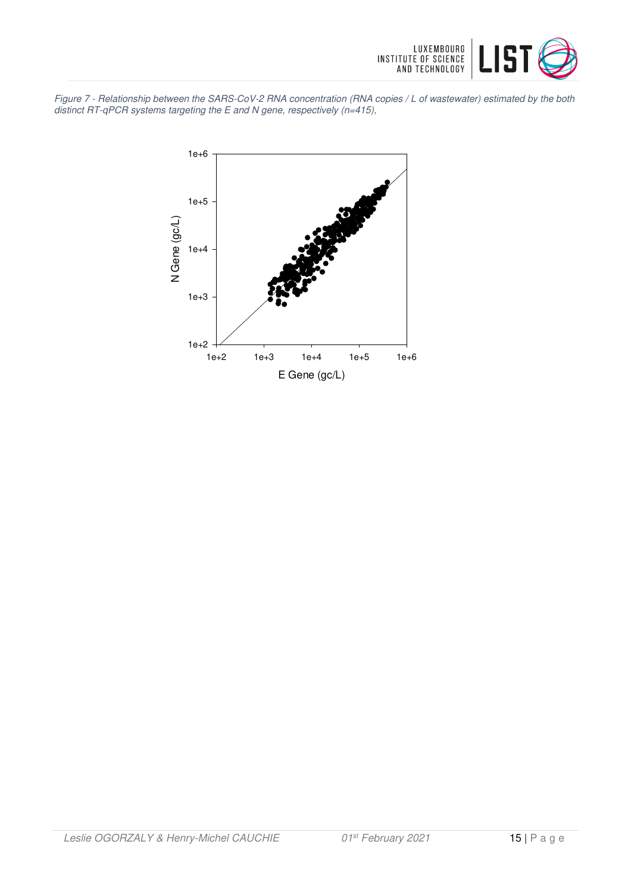*Figure 7 - Relationship between the SARS-CoV-2 RNA concentration (RNA copies / L of wastewater) estimated by the both distinct RT-qPCR systems targeting the E and N gene, respectively (n=415),*

N Gene (gc/L)

1e+6
1e+5
1e+4
1e+3
1e+2

1e+2 1e+3 1e+4 1e+5 1e+6

E Gene (gc/L)